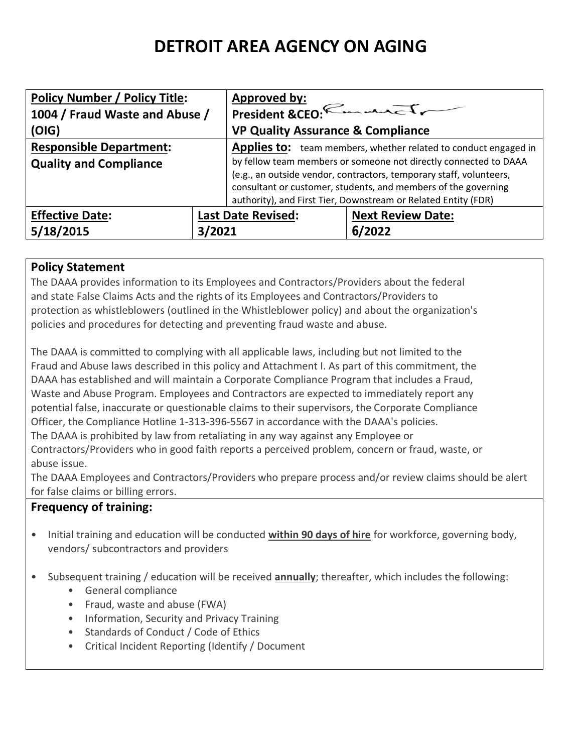# DETROIT AREA AGENCY ON AGING

| **Policy Number / Policy Title:** 1004 / Fraud Waste and Abuse / (OIG) | | **Approved by:** President &CEO: VP Quality Assurance & Compliance | |
|---|---|---|---|
| **Responsible Department:** Quality and Compliance | | **Applies to:** team members, whether related to conduct engaged in by fellow team members or someone not directly connected to DAAA (e.g., an outside vendor, contractors, temporary staff, volunteers, consultant or customer, students, and members of the governing authority), and First Tier, Downstream or Related Entity (FDR) | |
| **Effective Date:** 5/18/2015 | **Last Date Revised:** 3/2021 | | **Next Review Date:** 6/2022 |

## Policy Statement

The DAAA provides information to its Employees and Contractors/Providers about the federal and state False Claims Acts and the rights of its Employees and Contractors/Providers to protection as whistleblowers (outlined in the Whistleblower policy) and about the organization's policies and procedures for detecting and preventing fraud waste and abuse.

The DAAA is committed to complying with all applicable laws, including but not limited to the Fraud and Abuse laws described in this policy and Attachment I. As part of this commitment, the DAAA has established and will maintain a Corporate Compliance Program that includes a Fraud, Waste and Abuse Program. Employees and Contractors are expected to immediately report any potential false, inaccurate or questionable claims to their supervisors, the Corporate Compliance Officer, the Compliance Hotline 1-313-396-5567 in accordance with the DAAA's policies.
The DAAA is prohibited by law from retaliating in any way against any Employee or Contractors/Providers who in good faith reports a perceived problem, concern or fraud, waste, or abuse issue.
The DAAA Employees and Contractors/Providers who prepare process and/or review claims should be alert for false claims or billing errors.

## Frequency of training:

- Initial training and education will be conducted **within 90 days of hire** for workforce, governing body, vendors/ subcontractors and providers
- Subsequent training / education will be received **annually**; thereafter, which includes the following:
    - General compliance
    - Fraud, waste and abuse (FWA)
    - Information, Security and Privacy Training
    - Standards of Conduct / Code of Ethics
    - Critical Incident Reporting (Identify / Document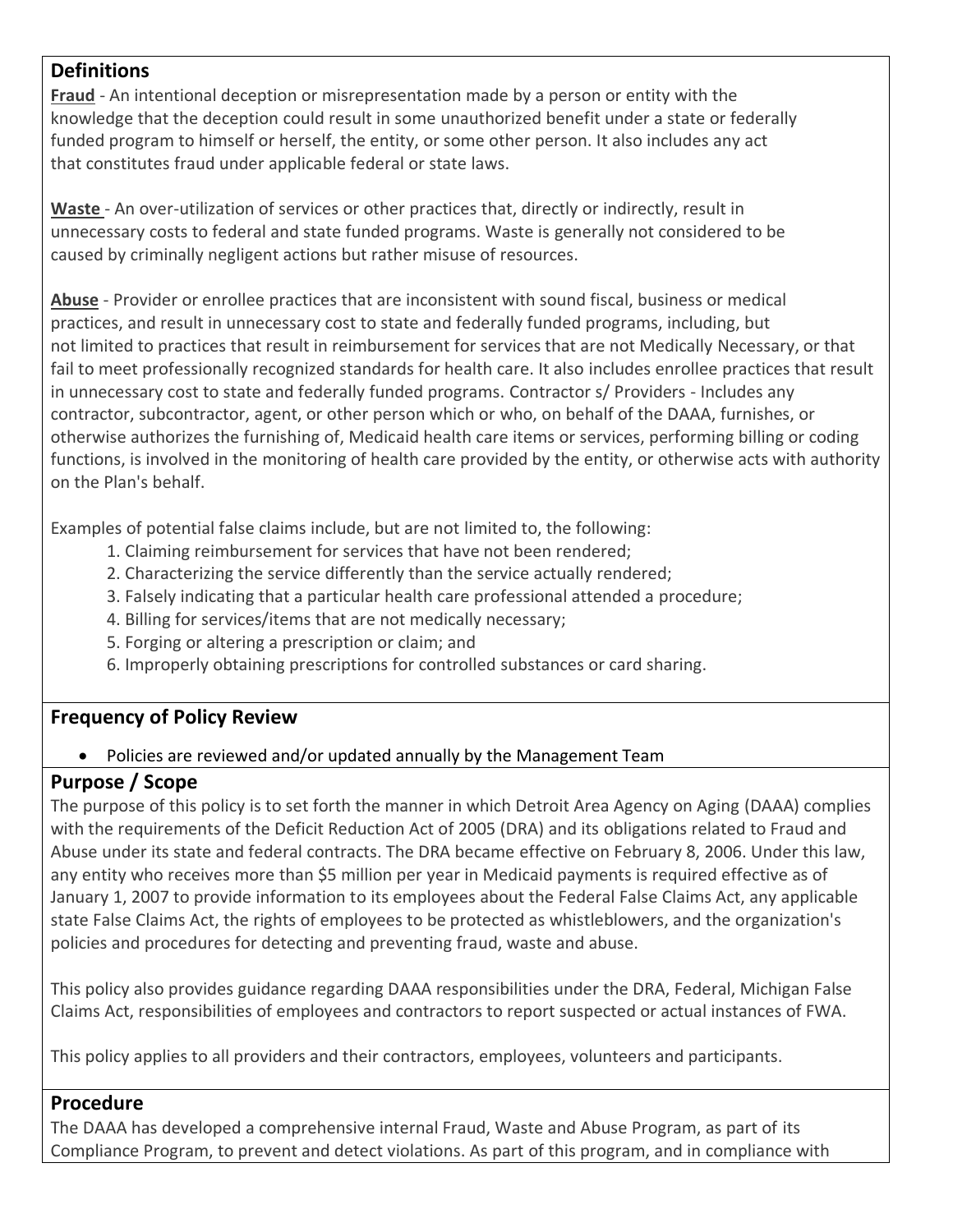## Definitions

**Fraud** - An intentional deception or misrepresentation made by a person or entity with the knowledge that the deception could result in some unauthorized benefit under a state or federally funded program to himself or herself, the entity, or some other person. It also includes any act that constitutes fraud under applicable federal or state laws.

**Waste** - An over-utilization of services or other practices that, directly or indirectly, result in unnecessary costs to federal and state funded programs. Waste is generally not considered to be caused by criminally negligent actions but rather misuse of resources.

**Abuse** - Provider or enrollee practices that are inconsistent with sound fiscal, business or medical practices, and result in unnecessary cost to state and federally funded programs, including, but not limited to practices that result in reimbursement for services that are not Medically Necessary, or that fail to meet professionally recognized standards for health care. It also includes enrollee practices that result in unnecessary cost to state and federally funded programs. Contractor s/ Providers - Includes any contractor, subcontractor, agent, or other person which or who, on behalf of the DAAA, furnishes, or otherwise authorizes the furnishing of, Medicaid health care items or services, performing billing or coding functions, is involved in the monitoring of health care provided by the entity, or otherwise acts with authority on the Plan's behalf.

Examples of potential false claims include, but are not limited to, the following:

1. Claiming reimbursement for services that have not been rendered;
2. Characterizing the service differently than the service actually rendered;
3. Falsely indicating that a particular health care professional attended a procedure;
4. Billing for services/items that are not medically necessary;
5. Forging or altering a prescription or claim; and
6. Improperly obtaining prescriptions for controlled substances or card sharing.

## Frequency of Policy Review

- Policies are reviewed and/or updated annually by the Management Team

## Purpose / Scope

The purpose of this policy is to set forth the manner in which Detroit Area Agency on Aging (DAAA) complies with the requirements of the Deficit Reduction Act of 2005 (DRA) and its obligations related to Fraud and Abuse under its state and federal contracts. The DRA became effective on February 8, 2006. Under this law, any entity who receives more than $5 million per year in Medicaid payments is required effective as of January 1, 2007 to provide information to its employees about the Federal False Claims Act, any applicable state False Claims Act, the rights of employees to be protected as whistleblowers, and the organization's policies and procedures for detecting and preventing fraud, waste and abuse.

This policy also provides guidance regarding DAAA responsibilities under the DRA, Federal, Michigan False Claims Act, responsibilities of employees and contractors to report suspected or actual instances of FWA.

This policy applies to all providers and their contractors, employees, volunteers and participants.

## Procedure

The DAAA has developed a comprehensive internal Fraud, Waste and Abuse Program, as part of its Compliance Program, to prevent and detect violations. As part of this program, and in compliance with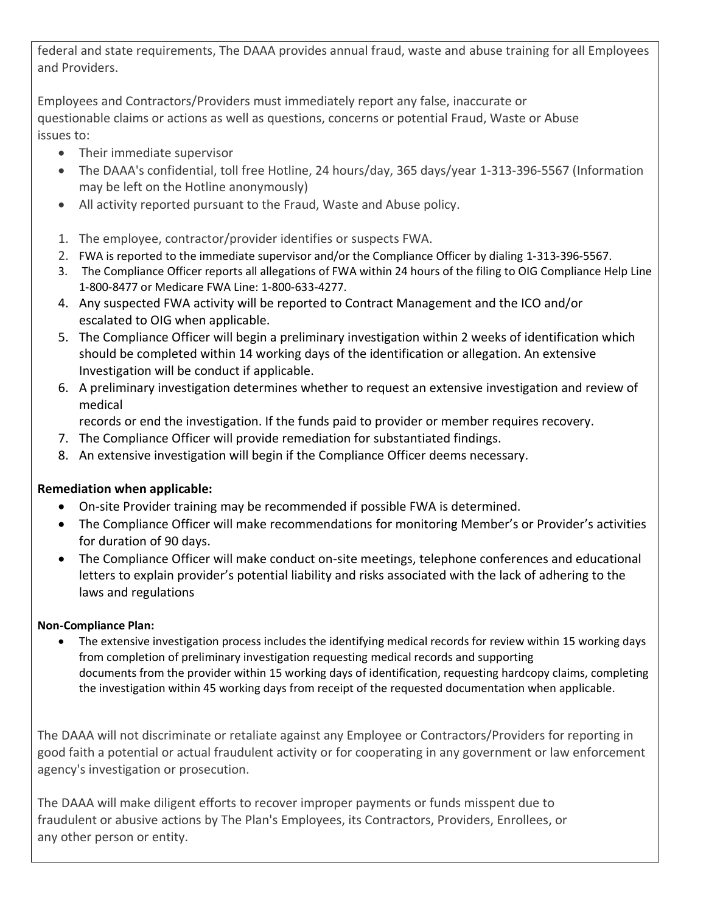federal and state requirements, The DAAA provides annual fraud, waste and abuse training for all Employees and Providers.

Employees and Contractors/Providers must immediately report any false, inaccurate or questionable claims or actions as well as questions, concerns or potential Fraud, Waste or Abuse issues to:

- Their immediate supervisor
- The DAAA's confidential, toll free Hotline, 24 hours/day, 365 days/year 1-313-396-5567 (Information may be left on the Hotline anonymously)
- All activity reported pursuant to the Fraud, Waste and Abuse policy.

1. The employee, contractor/provider identifies or suspects FWA.
2. FWA is reported to the immediate supervisor and/or the Compliance Officer by dialing 1-313-396-5567.
3. The Compliance Officer reports all allegations of FWA within 24 hours of the filing to OIG Compliance Help Line 1-800-8477 or Medicare FWA Line: 1-800-633-4277.
4. Any suspected FWA activity will be reported to Contract Management and the ICO and/or escalated to OIG when applicable.
5. The Compliance Officer will begin a preliminary investigation within 2 weeks of identification which should be completed within 14 working days of the identification or allegation. An extensive Investigation will be conduct if applicable.
6. A preliminary investigation determines whether to request an extensive investigation and review of medical records or end the investigation. If the funds paid to provider or member requires recovery.
7. The Compliance Officer will provide remediation for substantiated findings.
8. An extensive investigation will begin if the Compliance Officer deems necessary.

**Remediation when applicable:**

- On-site Provider training may be recommended if possible FWA is determined.
- The Compliance Officer will make recommendations for monitoring Member's or Provider's activities for duration of 90 days.
- The Compliance Officer will make conduct on-site meetings, telephone conferences and educational letters to explain provider's potential liability and risks associated with the lack of adhering to the laws and regulations

**Non-Compliance Plan:**

- The extensive investigation process includes the identifying medical records for review within 15 working days from completion of preliminary investigation requesting medical records and supporting documents from the provider within 15 working days of identification, requesting hardcopy claims, completing the investigation within 45 working days from receipt of the requested documentation when applicable.

The DAAA will not discriminate or retaliate against any Employee or Contractors/Providers for reporting in good faith a potential or actual fraudulent activity or for cooperating in any government or law enforcement agency's investigation or prosecution.

The DAAA will make diligent efforts to recover improper payments or funds misspent due to fraudulent or abusive actions by The Plan's Employees, its Contractors, Providers, Enrollees, or any other person or entity.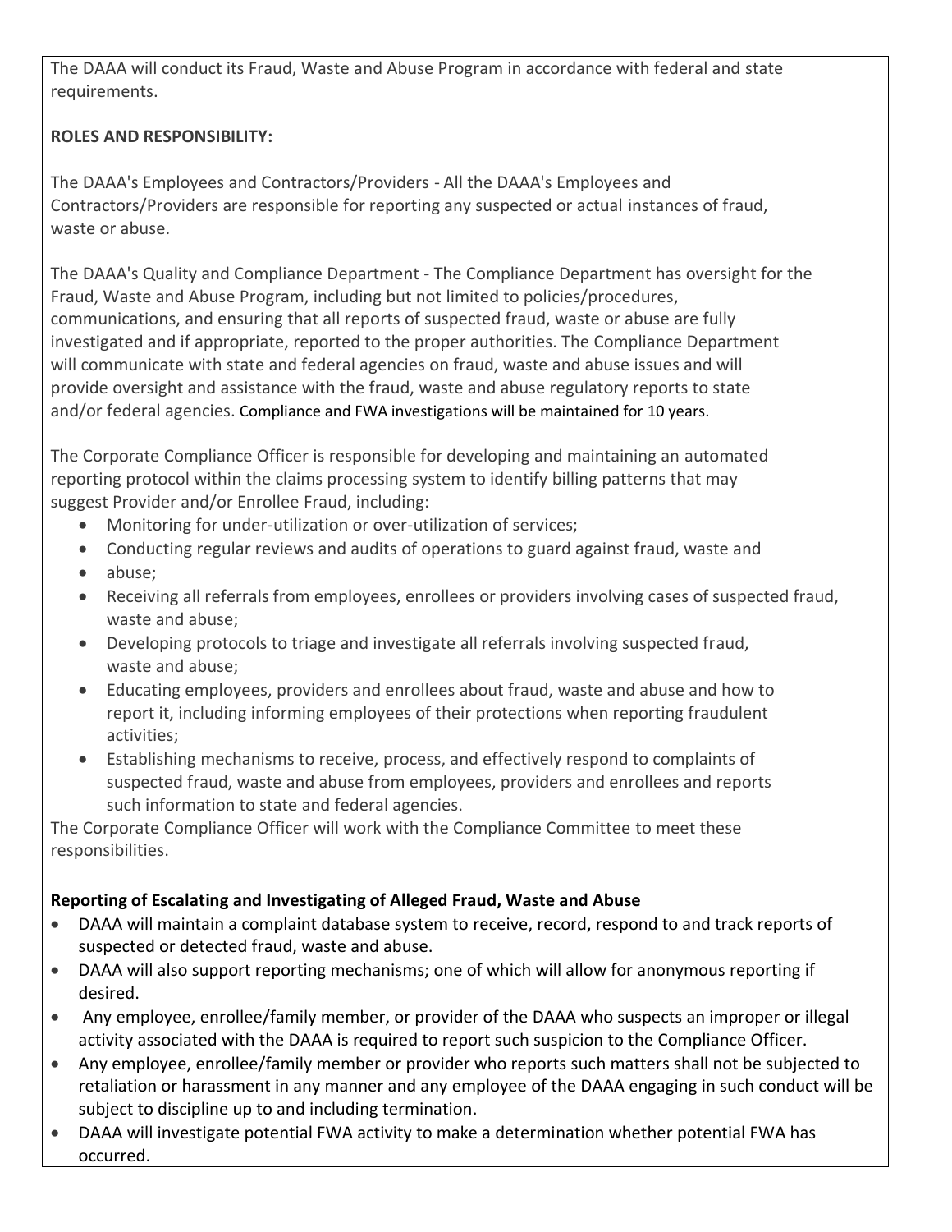The DAAA will conduct its Fraud, Waste and Abuse Program in accordance with federal and state requirements.

**ROLES AND RESPONSIBILITY:**

The DAAA's Employees and Contractors/Providers - All the DAAA's Employees and Contractors/Providers are responsible for reporting any suspected or actual instances of fraud, waste or abuse.

The DAAA's Quality and Compliance Department - The Compliance Department has oversight for the Fraud, Waste and Abuse Program, including but not limited to policies/procedures, communications, and ensuring that all reports of suspected fraud, waste or abuse are fully investigated and if appropriate, reported to the proper authorities. The Compliance Department will communicate with state and federal agencies on fraud, waste and abuse issues and will provide oversight and assistance with the fraud, waste and abuse regulatory reports to state and/or federal agencies. Compliance and FWA investigations will be maintained for 10 years.

The Corporate Compliance Officer is responsible for developing and maintaining an automated reporting protocol within the claims processing system to identify billing patterns that may suggest Provider and/or Enrollee Fraud, including:

- Monitoring for under-utilization or over-utilization of services;
- Conducting regular reviews and audits of operations to guard against fraud, waste and
- abuse;
- Receiving all referrals from employees, enrollees or providers involving cases of suspected fraud, waste and abuse;
- Developing protocols to triage and investigate all referrals involving suspected fraud, waste and abuse;
- Educating employees, providers and enrollees about fraud, waste and abuse and how to report it, including informing employees of their protections when reporting fraudulent activities;
- Establishing mechanisms to receive, process, and effectively respond to complaints of suspected fraud, waste and abuse from employees, providers and enrollees and reports such information to state and federal agencies.

The Corporate Compliance Officer will work with the Compliance Committee to meet these responsibilities.

**Reporting of Escalating and Investigating of Alleged Fraud, Waste and Abuse**

- DAAA will maintain a complaint database system to receive, record, respond to and track reports of suspected or detected fraud, waste and abuse.
- DAAA will also support reporting mechanisms; one of which will allow for anonymous reporting if desired.
- Any employee, enrollee/family member, or provider of the DAAA who suspects an improper or illegal activity associated with the DAAA is required to report such suspicion to the Compliance Officer.
- Any employee, enrollee/family member or provider who reports such matters shall not be subjected to retaliation or harassment in any manner and any employee of the DAAA engaging in such conduct will be subject to discipline up to and including termination.
- DAAA will investigate potential FWA activity to make a determination whether potential FWA has occurred.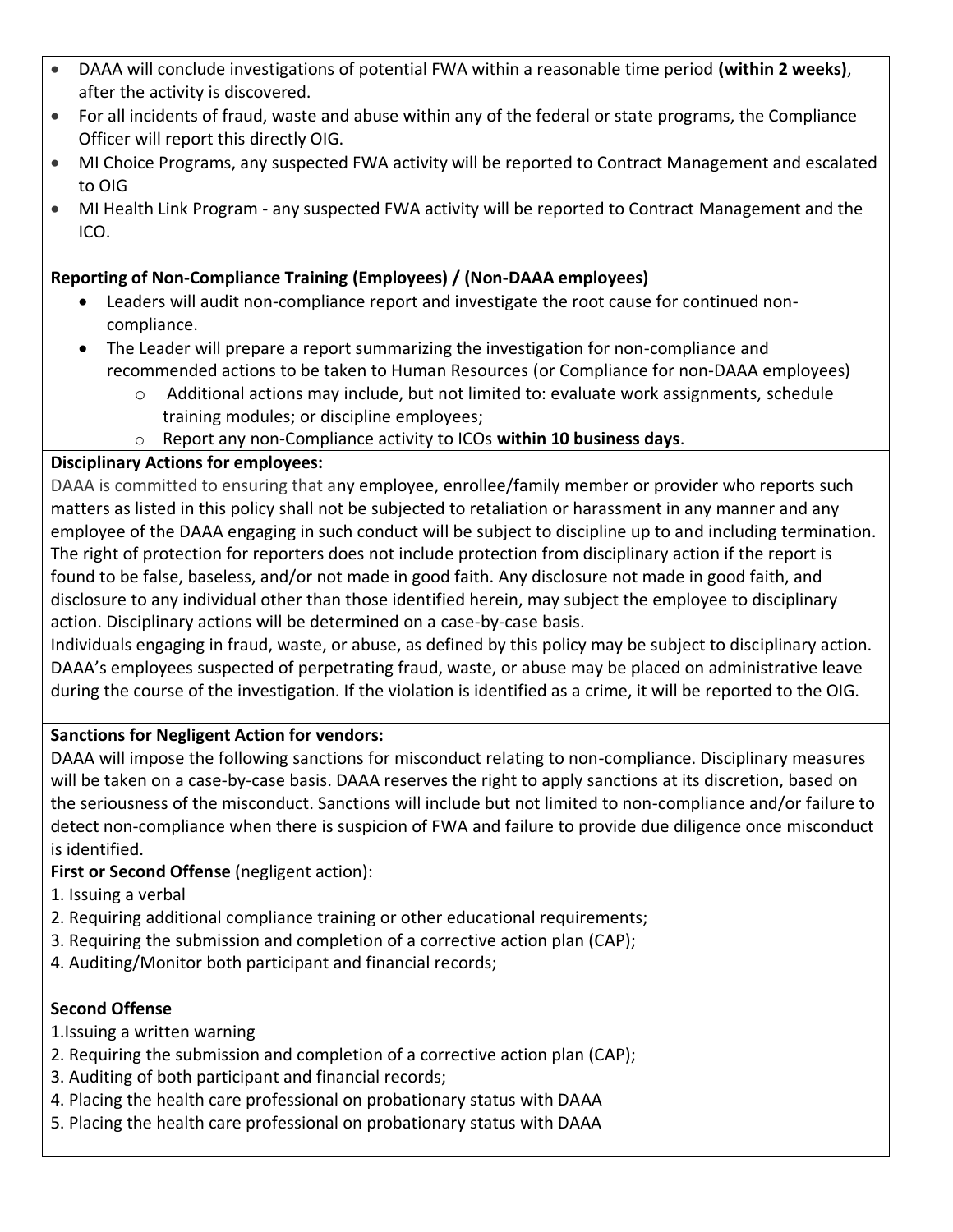- DAAA will conclude investigations of potential FWA within a reasonable time period **(within 2 weeks)**, after the activity is discovered.
- For all incidents of fraud, waste and abuse within any of the federal or state programs, the Compliance Officer will report this directly OIG.
- MI Choice Programs, any suspected FWA activity will be reported to Contract Management and escalated to OIG
- MI Health Link Program - any suspected FWA activity will be reported to Contract Management and the ICO.

**Reporting of Non-Compliance Training (Employees) / (Non-DAAA employees)**

- Leaders will audit non-compliance report and investigate the root cause for continued non-compliance.
- The Leader will prepare a report summarizing the investigation for non-compliance and recommended actions to be taken to Human Resources (or Compliance for non-DAAA employees)
  - Additional actions may include, but not limited to: evaluate work assignments, schedule training modules; or discipline employees;
  - Report any non-Compliance activity to ICOs **within 10 business days**.

**Disciplinary Actions for employees:**

DAAA is committed to ensuring that any employee, enrollee/family member or provider who reports such matters as listed in this policy shall not be subjected to retaliation or harassment in any manner and any employee of the DAAA engaging in such conduct will be subject to discipline up to and including termination. The right of protection for reporters does not include protection from disciplinary action if the report is found to be false, baseless, and/or not made in good faith. Any disclosure not made in good faith, and disclosure to any individual other than those identified herein, may subject the employee to disciplinary action. Disciplinary actions will be determined on a case-by-case basis.

Individuals engaging in fraud, waste, or abuse, as defined by this policy may be subject to disciplinary action. DAAA's employees suspected of perpetrating fraud, waste, or abuse may be placed on administrative leave during the course of the investigation. If the violation is identified as a crime, it will be reported to the OIG.

**Sanctions for Negligent Action for vendors:**

DAAA will impose the following sanctions for misconduct relating to non-compliance. Disciplinary measures will be taken on a case-by-case basis. DAAA reserves the right to apply sanctions at its discretion, based on the seriousness of the misconduct. Sanctions will include but not limited to non-compliance and/or failure to detect non-compliance when there is suspicion of FWA and failure to provide due diligence once misconduct is identified.

**First or Second Offense** (negligent action):

1. Issuing a verbal
2. Requiring additional compliance training or other educational requirements;
3. Requiring the submission and completion of a corrective action plan (CAP);
4. Auditing/Monitor both participant and financial records;

**Second Offense**

1. Issuing a written warning
2. Requiring the submission and completion of a corrective action plan (CAP);
3. Auditing of both participant and financial records;
4. Placing the health care professional on probationary status with DAAA
5. Placing the health care professional on probationary status with DAAA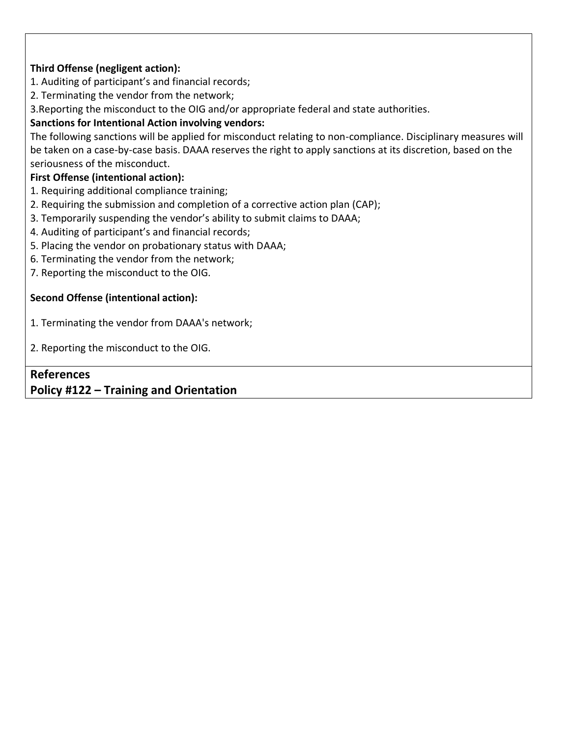**Third Offense (negligent action):**

1. Auditing of participant's and financial records;
2. Terminating the vendor from the network;
3. Reporting the misconduct to the OIG and/or appropriate federal and state authorities.

**Sanctions for Intentional Action involving vendors:**

The following sanctions will be applied for misconduct relating to non-compliance. Disciplinary measures will be taken on a case-by-case basis. DAAA reserves the right to apply sanctions at its discretion, based on the seriousness of the misconduct.

**First Offense (intentional action):**

1. Requiring additional compliance training;
2. Requiring the submission and completion of a corrective action plan (CAP);
3. Temporarily suspending the vendor's ability to submit claims to DAAA;
4. Auditing of participant's and financial records;
5. Placing the vendor on probationary status with DAAA;
6. Terminating the vendor from the network;
7. Reporting the misconduct to the OIG.

**Second Offense (intentional action):**

1. Terminating the vendor from DAAA's network;
2. Reporting the misconduct to the OIG.

## References

**Policy #122 – Training and Orientation**